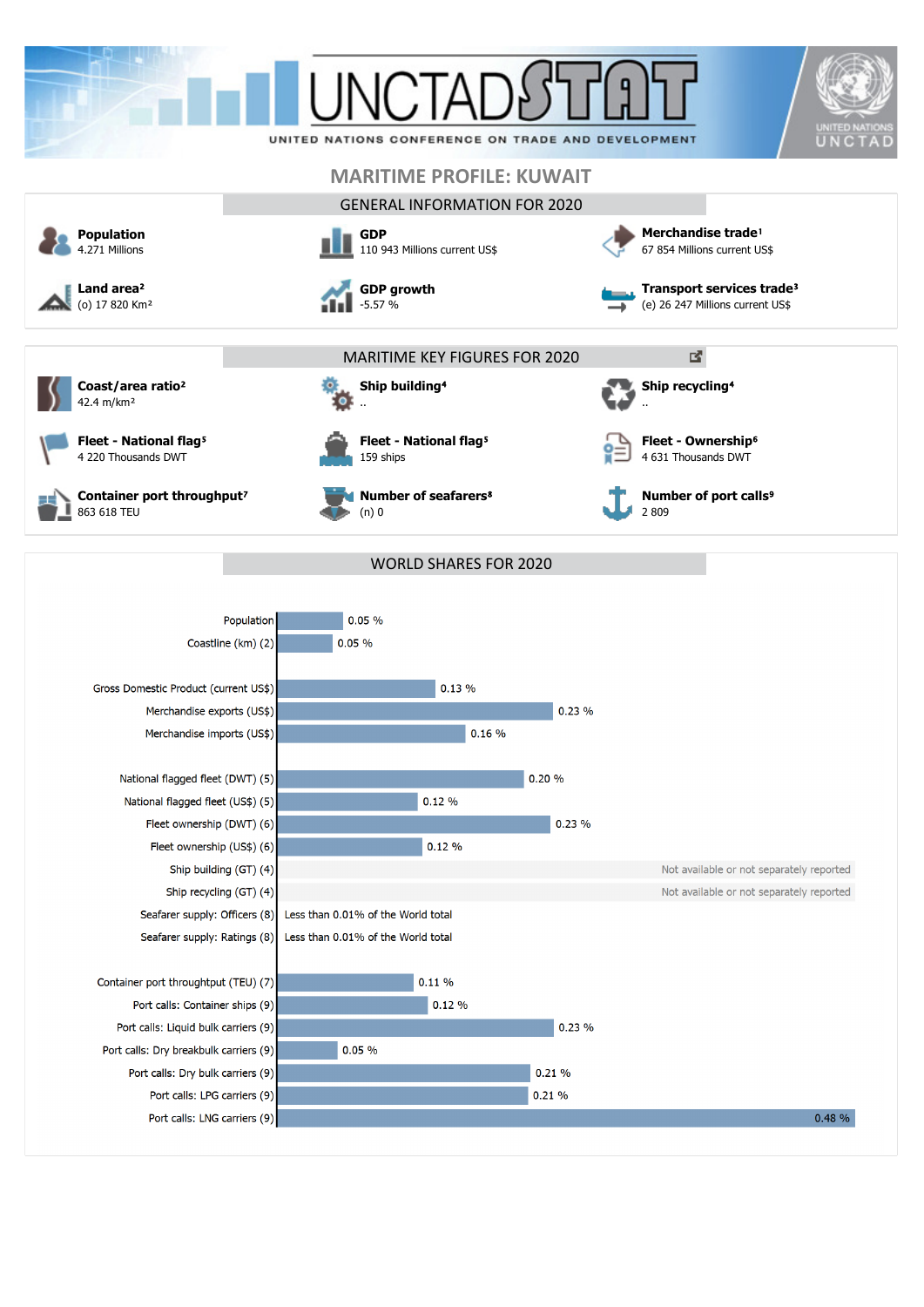# UNCTADSTAT

UNITED NATIONS CONFERENCE ON TRADE AND DEVELOPMENT

## MARITIME PROFILE: KUWAIT

### GENERAL INFORMATION FOR 2020

**Population**
4.271 Millions

**GDP**
110 943 Millions current US$

**Merchandise trade**[1]
67 854 Millions current US$

**Land area**[2]
(o) 17 820 Km²

**GDP growth**
-5.57 %

**Transport services trade**[3]
(e) 26 247 Millions current US$

### MARITIME KEY FIGURES FOR 2020

**Coast/area ratio**[2]
42.4 m/km²

**Ship building**[4]
..

**Ship recycling**[4]
..

**Fleet - National flag**[5]
4 220 Thousands DWT

**Fleet - National flag**[5]
159 ships

**Fleet - Ownership**[6]
4 631 Thousands DWT

**Container port throughput**[7]
863 618 TEU

**Number of seafarers**[8]
(n) 0

**Number of port calls**[9]
2 809

### WORLD SHARES FOR 2020

| Indicator | World share |
|---|---|
| Population | 0.05 % |
| Coastline (km) (2) | 0.05 % |
| Gross Domestic Product (current US$) | 0.13 % |
| Merchandise exports (US$) | 0.23 % |
| Merchandise imports (US$) | 0.16 % |
| National flagged fleet (DWT) (5) | 0.20 % |
| National flagged fleet (US$) (5) | 0.12 % |
| Fleet ownership (DWT) (6) | 0.23 % |
| Fleet ownership (US$) (6) | 0.12 % |
| Ship building (GT) (4) | Not available or not separately reported |
| Ship recycling (GT) (4) | Not available or not separately reported |
| Seafarer supply: Officers (8) | Less than 0.01% of the World total |
| Seafarer supply: Ratings (8) | Less than 0.01% of the World total |
| Container port throughput (TEU) (7) | 0.11 % |
| Port calls: Container ships (9) | 0.12 % |
| Port calls: Liquid bulk carriers (9) | 0.23 % |
| Port calls: Dry breakbulk carriers (9) | 0.05 % |
| Port calls: Dry bulk carriers (9) | 0.21 % |
| Port calls: LPG carriers (9) | 0.21 % |
| Port calls: LNG carriers (9) | 0.48 % |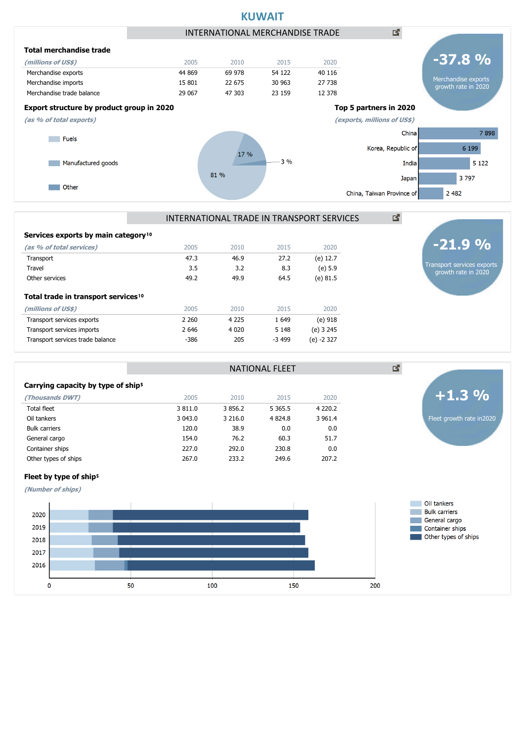# KUWAIT

## INTERNATIONAL MERCHANDISE TRADE

**-37.8 %**
Merchandise exports growth rate in 2020

### Total merchandise trade

| *(millions of US$)* | 2005 | 2010 | 2015 | 2020 |
|---|---|---|---|---|
| Merchandise exports | 44 869 | 69 978 | 54 122 | 40 116 |
| Merchandise imports | 15 801 | 22 675 | 30 963 | 27 738 |
| Merchandise trade balance | 29 067 | 47 303 | 23 159 | 12 378 |

### Export structure by product group in 2020

*(as % of total exports)*

- Fuels: 81 %
- Manufactured goods: 17 %
- Other: 3 %

### Top 5 partners in 2020

*(exports, millions of US$)*

| Partner | Exports |
|---|---|
| China | 7 898 |
| Korea, Republic of | 6 199 |
| India | 5 122 |
| Japan | 3 797 |
| China, Taiwan Province of | 2 482 |

## INTERNATIONAL TRADE IN TRANSPORT SERVICES

**-21.9 %**
Transport services exports growth rate in 2020

### Services exports by main category[10]

| *(as % of total services)* | 2005 | 2010 | 2015 | 2020 |
|---|---|---|---|---|
| Transport | 47.3 | 46.9 | 27.2 | (e) 12.7 |
| Travel | 3.5 | 3.2 | 8.3 | (e) 5.9 |
| Other services | 49.2 | 49.9 | 64.5 | (e) 81.5 |

### Total trade in transport services[10]

| *(millions of US$)* | 2005 | 2010 | 2015 | 2020 |
|---|---|---|---|---|
| Transport services exports | 2 260 | 4 225 | 1 649 | (e) 918 |
| Transport services imports | 2 646 | 4 020 | 5 148 | (e) 3 245 |
| Transport services trade balance | -386 | 205 | -3 499 | (e) -2 327 |

## NATIONAL FLEET

**+1.3 %**
Fleet growth rate in2020

### Carrying capacity by type of ship[5]

| *(Thousands DWT)* | 2005 | 2010 | 2015 | 2020 |
|---|---|---|---|---|
| Total fleet | 3 811.0 | 3 856.2 | 5 365.5 | 4 220.2 |
| Oil tankers | 3 043.0 | 3 216.0 | 4 824.8 | 3 961.4 |
| Bulk carriers | 120.0 | 38.9 | 0.0 | 0.0 |
| General cargo | 154.0 | 76.2 | 60.3 | 51.7 |
| Container ships | 227.0 | 292.0 | 230.8 | 0.0 |
| Other types of ships | 267.0 | 233.2 | 249.6 | 207.2 |

### Fleet by type of ship[5]

*(Number of ships)*

Legend: Oil tankers, Bulk carriers, General cargo, Container ships, Other types of ships

Years: 2020, 2019, 2018, 2017, 2016

Axis: 0, 50, 100, 150, 200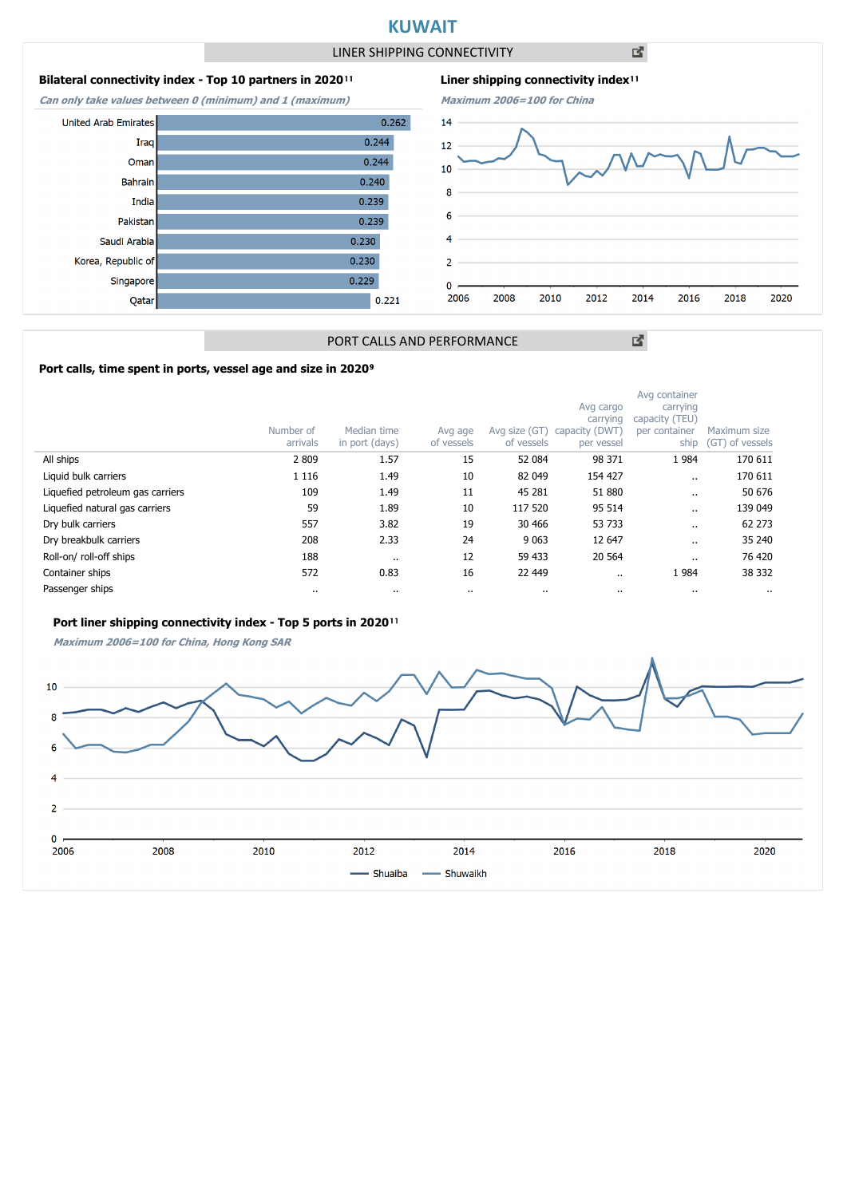# KUWAIT

## LINER SHIPPING CONNECTIVITY

### Bilateral connectivity index - Top 10 partners in 2020[11]

*Can only take values between 0 (minimum) and 1 (maximum)*

| Partner | Index |
|---|---|
| United Arab Emirates | 0.262 |
| Iraq | 0.244 |
| Oman | 0.244 |
| Bahrain | 0.240 |
| India | 0.239 |
| Pakistan | 0.239 |
| Saudi Arabia | 0.230 |
| Korea, Republic of | 0.230 |
| Singapore | 0.229 |
| Qatar | 0.221 |

### Liner shipping connectivity index[11]

*Maximum 2006=100 for China*

## PORT CALLS AND PERFORMANCE

### Port calls, time spent in ports, vessel age and size in 2020[9]

| | Number of arrivals | Median time in port (days) | Avg age of vessels | Avg size (GT) of vessels | Avg cargo carrying capacity (DWT) per vessel | Avg container carrying capacity (TEU) per container ship | Maximum size (GT) of vessels |
|---|---|---|---|---|---|---|---|
| All ships | 2 809 | 1.57 | 15 | 52 084 | 98 371 | 1 984 | 170 611 |
| Liquid bulk carriers | 1 116 | 1.49 | 10 | 82 049 | 154 427 | .. | 170 611 |
| Liquefied petroleum gas carriers | 109 | 1.49 | 11 | 45 281 | 51 880 | .. | 50 676 |
| Liquefied natural gas carriers | 59 | 1.89 | 10 | 117 520 | 95 514 | .. | 139 049 |
| Dry bulk carriers | 557 | 3.82 | 19 | 30 466 | 53 733 | .. | 62 273 |
| Dry breakbulk carriers | 208 | 2.33 | 24 | 9 063 | 12 647 | .. | 35 240 |
| Roll-on/ roll-off ships | 188 | .. | 12 | 59 433 | 20 564 | .. | 76 420 |
| Container ships | 572 | 0.83 | 16 | 22 449 | .. | 1 984 | 38 332 |
| Passenger ships | .. | .. | .. | .. | .. | .. | .. |

### Port liner shipping connectivity index - Top 5 ports in 2020[11]

*Maximum 2006=100 for China, Hong Kong SAR*

Shuaiba — Shuwaikh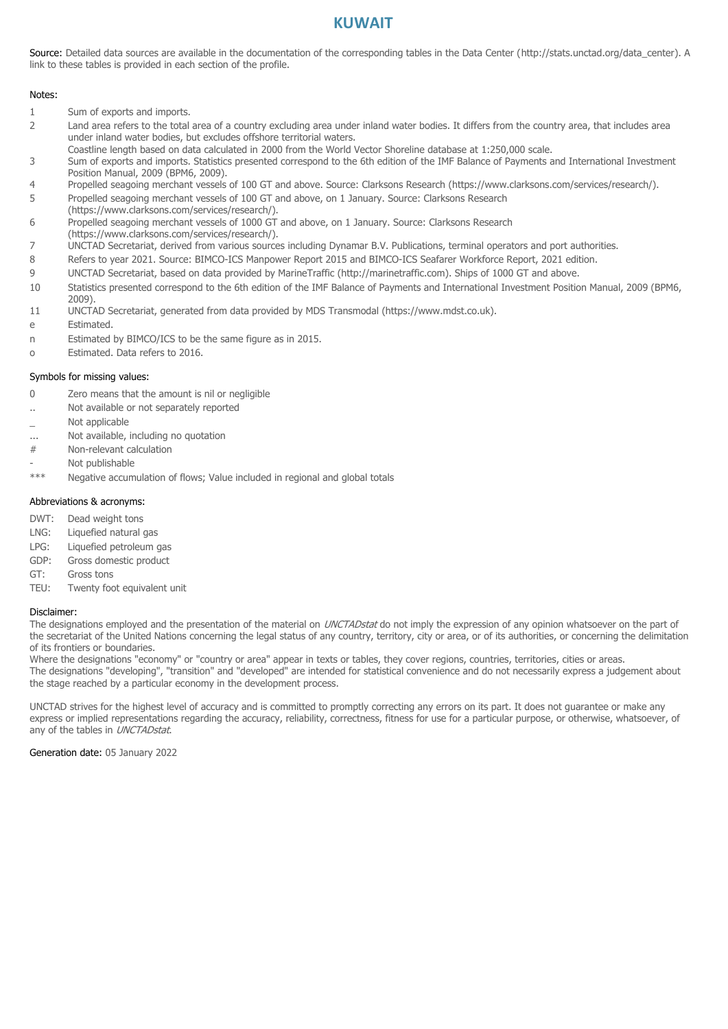# KUWAIT

Source: Detailed data sources are available in the documentation of the corresponding tables in the Data Center (http://stats.unctad.org/data_center). A link to these tables is provided in each section of the profile.

Notes:

| | |
|---|---|
| 1 | Sum of exports and imports. |
| 2 | Land area refers to the total area of a country excluding area under inland water bodies. It differs from the country area, that includes area under inland water bodies, but excludes offshore territorial waters. Coastline length based on data calculated in 2000 from the World Vector Shoreline database at 1:250,000 scale. |
| 3 | Sum of exports and imports. Statistics presented correspond to the 6th edition of the IMF Balance of Payments and International Investment Position Manual, 2009 (BPM6, 2009). |
| 4 | Propelled seagoing merchant vessels of 100 GT and above. Source: Clarksons Research (https://www.clarksons.com/services/research/). |
| 5 | Propelled seagoing merchant vessels of 100 GT and above, on 1 January. Source: Clarksons Research (https://www.clarksons.com/services/research/). |
| 6 | Propelled seagoing merchant vessels of 1000 GT and above, on 1 January. Source: Clarksons Research (https://www.clarksons.com/services/research/). |
| 7 | UNCTAD Secretariat, derived from various sources including Dynamar B.V. Publications, terminal operators and port authorities. |
| 8 | Refers to year 2021. Source: BIMCO-ICS Manpower Report 2015 and BIMCO-ICS Seafarer Workforce Report, 2021 edition. |
| 9 | UNCTAD Secretariat, based on data provided by MarineTraffic (http://marinetraffic.com). Ships of 1000 GT and above. |
| 10 | Statistics presented correspond to the 6th edition of the IMF Balance of Payments and International Investment Position Manual, 2009 (BPM6, 2009). |
| 11 | UNCTAD Secretariat, generated from data provided by MDS Transmodal (https://www.mdst.co.uk). |
| e | Estimated. |
| n | Estimated by BIMCO/ICS to be the same figure as in 2015. |
| o | Estimated. Data refers to 2016. |

Symbols for missing values:

| | |
|---|---|
| 0 | Zero means that the amount is nil or negligible |
| .. | Not available or not separately reported |
| _ | Not applicable |
| ... | Not available, including no quotation |
| # | Non-relevant calculation |
| - | Not publishable |
| *** | Negative accumulation of flows; Value included in regional and global totals |

Abbreviations & acronyms:

| | |
|---|---|
| DWT: | Dead weight tons |
| LNG: | Liquefied natural gas |
| LPG: | Liquefied petroleum gas |
| GDP: | Gross domestic product |
| GT: | Gross tons |
| TEU: | Twenty foot equivalent unit |

Disclaimer:
The designations employed and the presentation of the material on *UNCTADstat* do not imply the expression of any opinion whatsoever on the part of the secretariat of the United Nations concerning the legal status of any country, territory, city or area, or of its authorities, or concerning the delimitation of its frontiers or boundaries.
Where the designations "economy" or "country or area" appear in texts or tables, they cover regions, countries, territories, cities or areas.
The designations "developing", "transition" and "developed" are intended for statistical convenience and do not necessarily express a judgement about the stage reached by a particular economy in the development process.

UNCTAD strives for the highest level of accuracy and is committed to promptly correcting any errors on its part. It does not guarantee or make any express or implied representations regarding the accuracy, reliability, correctness, fitness for use for a particular purpose, or otherwise, whatsoever, of any of the tables in *UNCTADstat*.

Generation date: 05 January 2022